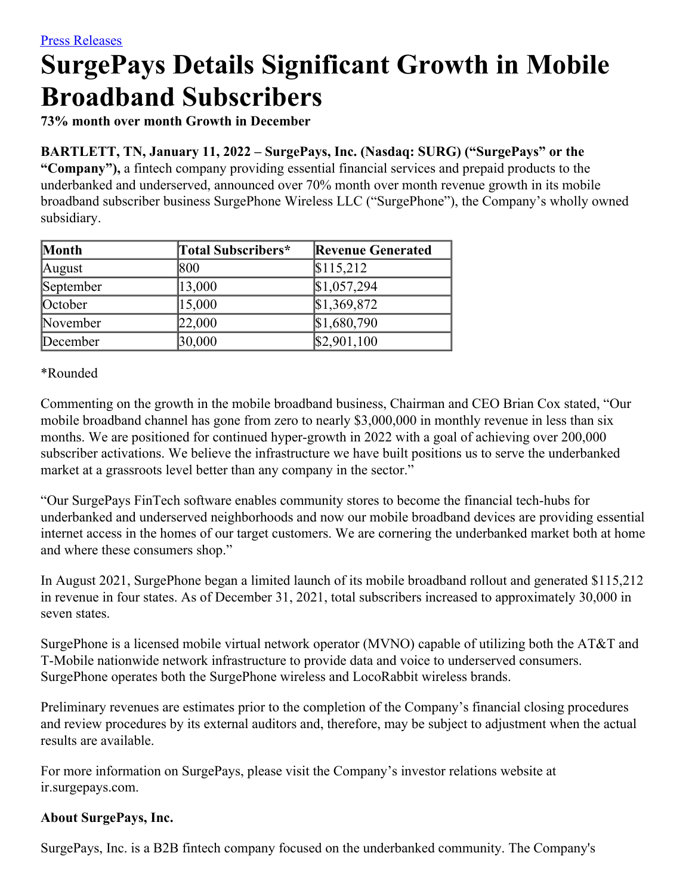[Press Releases]

# SurgePays Details Significant Growth in Mobile Broadband Subscribers

**73% month over month Growth in December**

**BARTLETT, TN, January 11, 2022 – SurgePays, Inc. (Nasdaq: SURG) ("SurgePays" or the "Company"),** a fintech company providing essential financial services and prepaid products to the underbanked and underserved, announced over 70% month over month revenue growth in its mobile broadband subscriber business SurgePhone Wireless LLC ("SurgePhone"), the Company's wholly owned subsidiary.

| Month | Total Subscribers* | Revenue Generated |
|---|---|---|
| August | 800 | $115,212 |
| September | 13,000 | $1,057,294 |
| October | 15,000 | $1,369,872 |
| November | 22,000 | $1,680,790 |
| December | 30,000 | $2,901,100 |

*Rounded

Commenting on the growth in the mobile broadband business, Chairman and CEO Brian Cox stated, "Our mobile broadband channel has gone from zero to nearly $3,000,000 in monthly revenue in less than six months. We are positioned for continued hyper-growth in 2022 with a goal of achieving over 200,000 subscriber activations. We believe the infrastructure we have built positions us to serve the underbanked market at a grassroots level better than any company in the sector."

"Our SurgePays FinTech software enables community stores to become the financial tech-hubs for underbanked and underserved neighborhoods and now our mobile broadband devices are providing essential internet access in the homes of our target customers. We are cornering the underbanked market both at home and where these consumers shop."

In August 2021, SurgePhone began a limited launch of its mobile broadband rollout and generated $115,212 in revenue in four states. As of December 31, 2021, total subscribers increased to approximately 30,000 in seven states.

SurgePhone is a licensed mobile virtual network operator (MVNO) capable of utilizing both the AT&T and T-Mobile nationwide network infrastructure to provide data and voice to underserved consumers. SurgePhone operates both the SurgePhone wireless and LocoRabbit wireless brands.

Preliminary revenues are estimates prior to the completion of the Company's financial closing procedures and review procedures by its external auditors and, therefore, may be subject to adjustment when the actual results are available.

For more information on SurgePays, please visit the Company's investor relations website at ir.surgepays.com.

**About SurgePays, Inc.**

SurgePays, Inc. is a B2B fintech company focused on the underbanked community. The Company's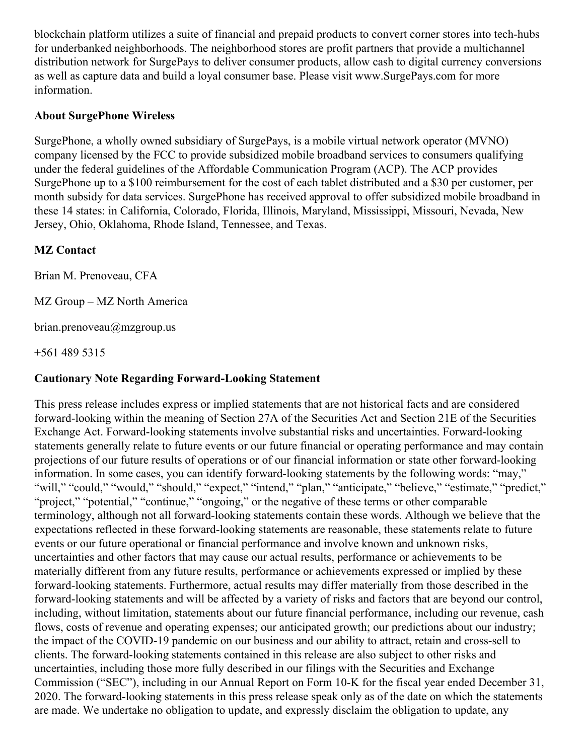blockchain platform utilizes a suite of financial and prepaid products to convert corner stores into tech-hubs for underbanked neighborhoods. The neighborhood stores are profit partners that provide a multichannel distribution network for SurgePays to deliver consumer products, allow cash to digital currency conversions as well as capture data and build a loyal consumer base. Please visit www.SurgePays.com for more information.

**About SurgePhone Wireless**

SurgePhone, a wholly owned subsidiary of SurgePays, is a mobile virtual network operator (MVNO) company licensed by the FCC to provide subsidized mobile broadband services to consumers qualifying under the federal guidelines of the Affordable Communication Program (ACP). The ACP provides SurgePhone up to a $100 reimbursement for the cost of each tablet distributed and a $30 per customer, per month subsidy for data services. SurgePhone has received approval to offer subsidized mobile broadband in these 14 states: in California, Colorado, Florida, Illinois, Maryland, Mississippi, Missouri, Nevada, New Jersey, Ohio, Oklahoma, Rhode Island, Tennessee, and Texas.

**MZ Contact**

Brian M. Prenoveau, CFA

MZ Group – MZ North America

brian.prenoveau@mzgroup.us

+561 489 5315

**Cautionary Note Regarding Forward-Looking Statement**

This press release includes express or implied statements that are not historical facts and are considered forward-looking within the meaning of Section 27A of the Securities Act and Section 21E of the Securities Exchange Act. Forward-looking statements involve substantial risks and uncertainties. Forward-looking statements generally relate to future events or our future financial or operating performance and may contain projections of our future results of operations or of our financial information or state other forward-looking information. In some cases, you can identify forward-looking statements by the following words: "may," "will," "could," "would," "should," "expect," "intend," "plan," "anticipate," "believe," "estimate," "predict," "project," "potential," "continue," "ongoing," or the negative of these terms or other comparable terminology, although not all forward-looking statements contain these words. Although we believe that the expectations reflected in these forward-looking statements are reasonable, these statements relate to future events or our future operational or financial performance and involve known and unknown risks, uncertainties and other factors that may cause our actual results, performance or achievements to be materially different from any future results, performance or achievements expressed or implied by these forward-looking statements. Furthermore, actual results may differ materially from those described in the forward-looking statements and will be affected by a variety of risks and factors that are beyond our control, including, without limitation, statements about our future financial performance, including our revenue, cash flows, costs of revenue and operating expenses; our anticipated growth; our predictions about our industry; the impact of the COVID-19 pandemic on our business and our ability to attract, retain and cross-sell to clients. The forward-looking statements contained in this release are also subject to other risks and uncertainties, including those more fully described in our filings with the Securities and Exchange Commission ("SEC"), including in our Annual Report on Form 10-K for the fiscal year ended December 31, 2020. The forward-looking statements in this press release speak only as of the date on which the statements are made. We undertake no obligation to update, and expressly disclaim the obligation to update, any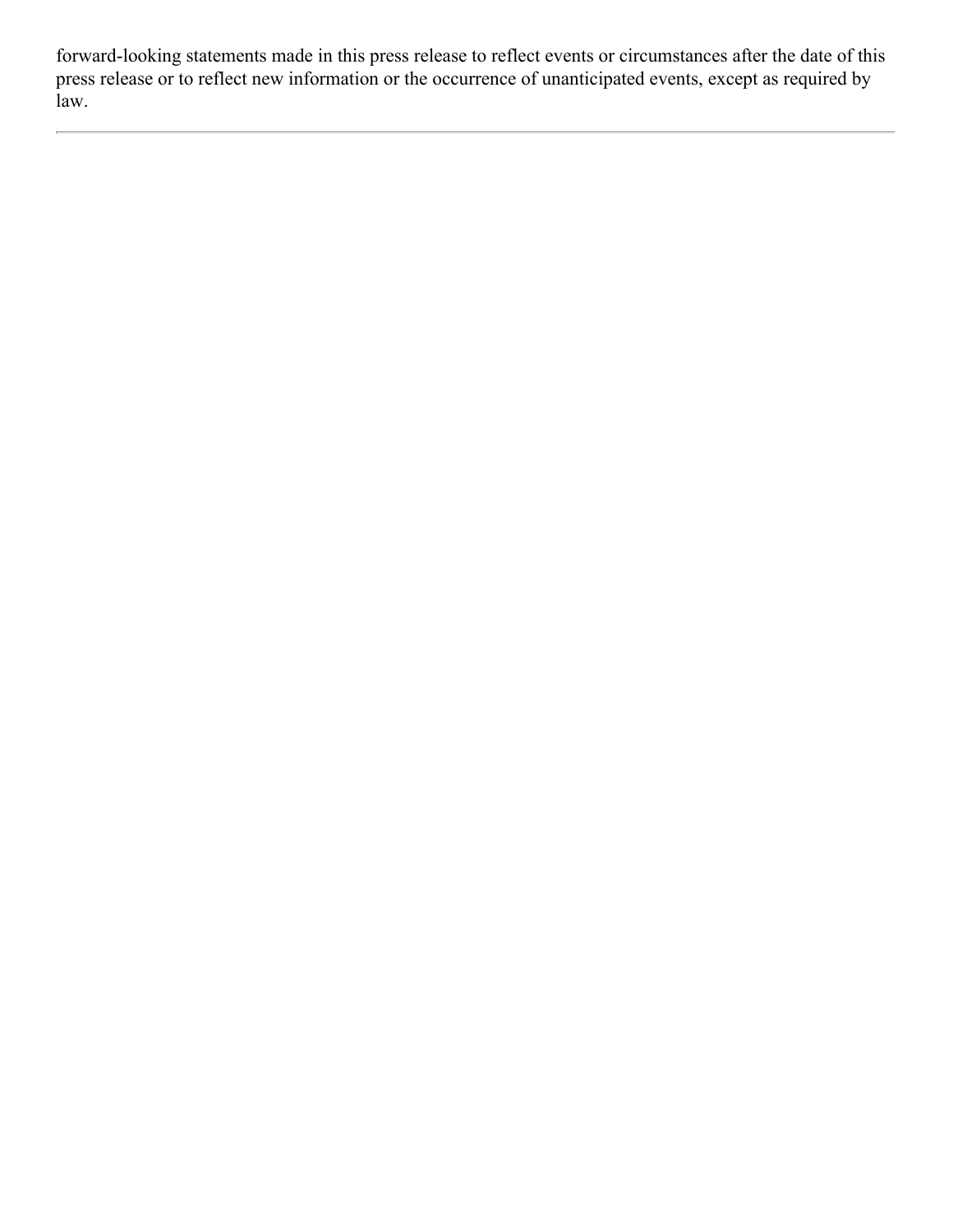forward-looking statements made in this press release to reflect events or circumstances after the date of this press release or to reflect new information or the occurrence of unanticipated events, except as required by law.

---